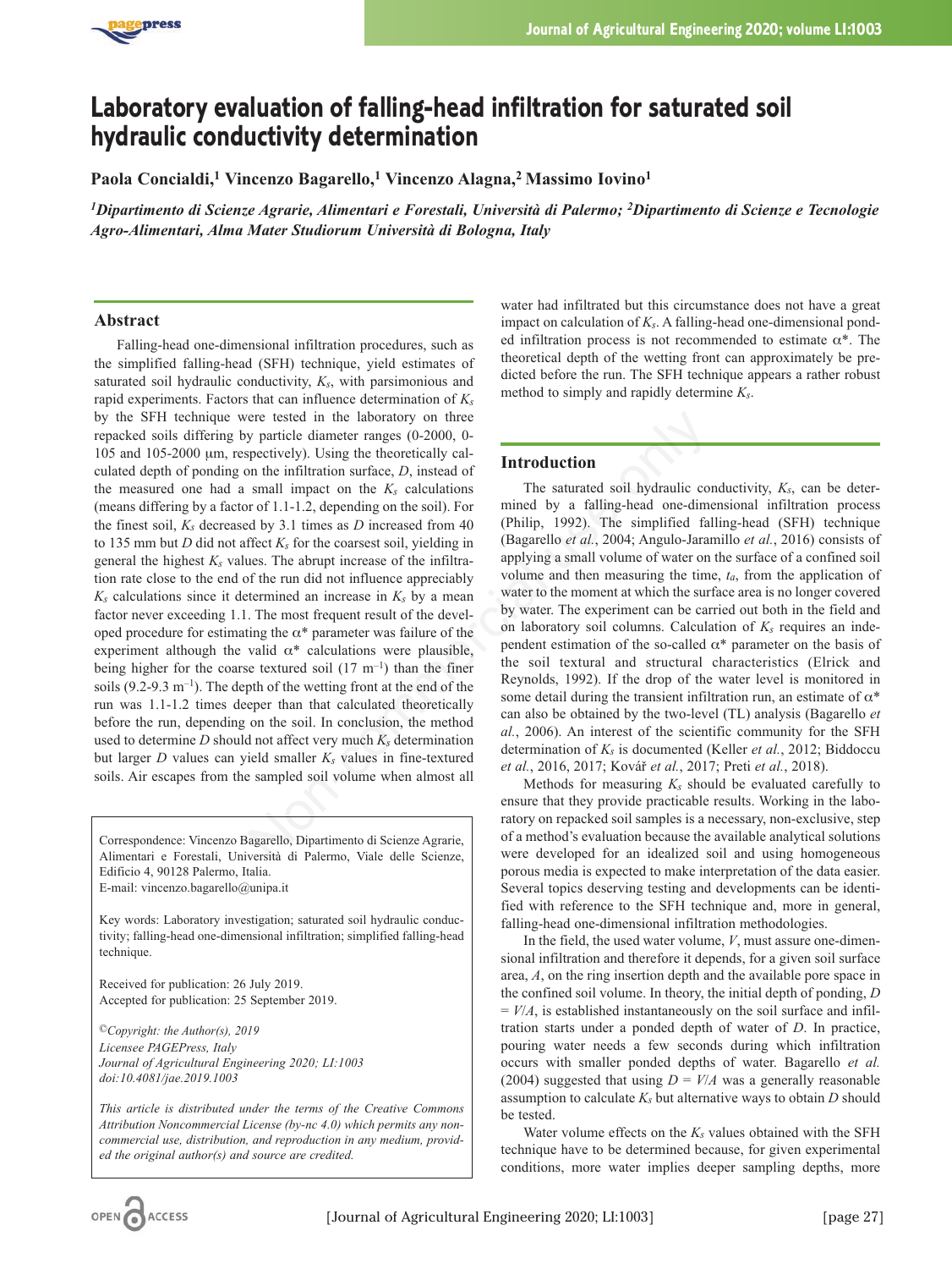# Laboratory evaluation of falling-head infiltration for saturated soil hydraulic conductivity determination

**Paola Concialdi,[1] Vincenzo Bagarello,[1] Vincenzo Alagna,[2] Massimo Iovino[1]**

*[1]Dipartimento di Scienze Agrarie, Alimentari e Forestali, Università di Palermo; [2]Dipartimento di Scienze e Tecnologie Agro-Alimentari, Alma Mater Studiorum Università di Bologna, Italy*

## Abstract

Falling-head one-dimensional infiltration procedures, such as the simplified falling-head (SFH) technique, yield estimates of saturated soil hydraulic conductivity, $K_s$, with parsimonious and rapid experiments. Factors that can influence determination of $K_s$ by the SFH technique were tested in the laboratory on three repacked soils differing by particle diameter ranges (0-2000, 0-105 and 105-2000 μm, respectively). Using the theoretically calculated depth of ponding on the infiltration surface, $D$, instead of the measured one had a small impact on the $K_s$ calculations (means differing by a factor of 1.1-1.2, depending on the soil). For the finest soil, $K_s$ decreased by 3.1 times as $D$ increased from 40 to 135 mm but $D$ did not affect $K_s$ for the coarsest soil, yielding in general the highest $K_s$ values. The abrupt increase of the infiltration rate close to the end of the run did not influence appreciably $K_s$ calculations since it determined an increase in $K_s$ by a mean factor never exceeding 1.1. The most frequent result of the developed procedure for estimating the $\alpha^*$ parameter was failure of the experiment although the valid $\alpha^*$ calculations were plausible, being higher for the coarse textured soil (17 $m^{-1}$) than the finer soils (9.2-9.3 $m^{-1}$). The depth of the wetting front at the end of the run was 1.1-1.2 times deeper than that calculated theoretically before the run, depending on the soil. In conclusion, the method used to determine $D$ should not affect very much $K_s$ determination but larger $D$ values can yield smaller $K_s$ values in fine-textured soils. Air escapes from the sampled soil volume when almost all water had infiltrated but this circumstance does not have a great impact on calculation of $K_s$. A falling-head one-dimensional ponded infiltration process is not recommended to estimate $\alpha^*$. The theoretical depth of the wetting front can approximately be predicted before the run. The SFH technique appears a rather robust method to simply and rapidly determine $K_s$.

Correspondence: Vincenzo Bagarello, Dipartimento di Scienze Agrarie, Alimentari e Forestali, Università di Palermo, Viale delle Scienze, Edificio 4, 90128 Palermo, Italia.
E-mail: vincenzo.bagarello@unipa.it

Key words: Laboratory investigation; saturated soil hydraulic conductivity; falling-head one-dimensional infiltration; simplified falling-head technique.

Received for publication: 26 July 2019.
Accepted for publication: 25 September 2019.

*©Copyright: the Author(s), 2019*
*Licensee PAGEPress, Italy*
*Journal of Agricultural Engineering 2020; LI:1003*
*doi:10.4081/jae.2019.1003*

*This article is distributed under the terms of the Creative Commons Attribution Noncommercial License (by-nc 4.0) which permits any noncommercial use, distribution, and reproduction in any medium, provided the original author(s) and source are credited.*

## Introduction

The saturated soil hydraulic conductivity, $K_s$, can be determined by a falling-head one-dimensional infiltration process (Philip, 1992). The simplified falling-head (SFH) technique (Bagarello *et al.*, 2004; Angulo-Jaramillo *et al.*, 2016) consists of applying a small volume of water on the surface of a confined soil volume and then measuring the time, $t_a$, from the application of water to the moment at which the surface area is no longer covered by water. The experiment can be carried out both in the field and on laboratory soil columns. Calculation of $K_s$ requires an independent estimation of the so-called $\alpha^*$ parameter on the basis of the soil textural and structural characteristics (Elrick and Reynolds, 1992). If the drop of the water level is monitored in some detail during the transient infiltration run, an estimate of $\alpha^*$ can also be obtained by the two-level (TL) analysis (Bagarello *et al.*, 2006). An interest of the scientific community for the SFH determination of $K_s$ is documented (Keller *et al.*, 2012; Biddoccu *et al.*, 2016, 2017; Kovář *et al.*, 2017; Preti *et al.*, 2018).

Methods for measuring $K_s$ should be evaluated carefully to ensure that they provide practicable results. Working in the laboratory on repacked soil samples is a necessary, non-exclusive, step of a method's evaluation because the available analytical solutions were developed for an idealized soil and using homogeneous porous media is expected to make interpretation of the data easier. Several topics deserving testing and developments can be identified with reference to the SFH technique and, more in general, falling-head one-dimensional infiltration methodologies.

In the field, the used water volume, $V$, must assure one-dimensional infiltration and therefore it depends, for a given soil surface area, $A$, on the ring insertion depth and the available pore space in the confined soil volume. In theory, the initial depth of ponding, $D = V/A$, is established instantaneously on the soil surface and infiltration starts under a ponded depth of water of $D$. In practice, pouring water needs a few seconds during which infiltration occurs with smaller ponded depths of water. Bagarello *et al.* (2004) suggested that using $D = V/A$ was a generally reasonable assumption to calculate $K_s$ but alternative ways to obtain $D$ should be tested.

Water volume effects on the $K_s$ values obtained with the SFH technique have to be determined because, for given experimental conditions, more water implies deeper sampling depths, more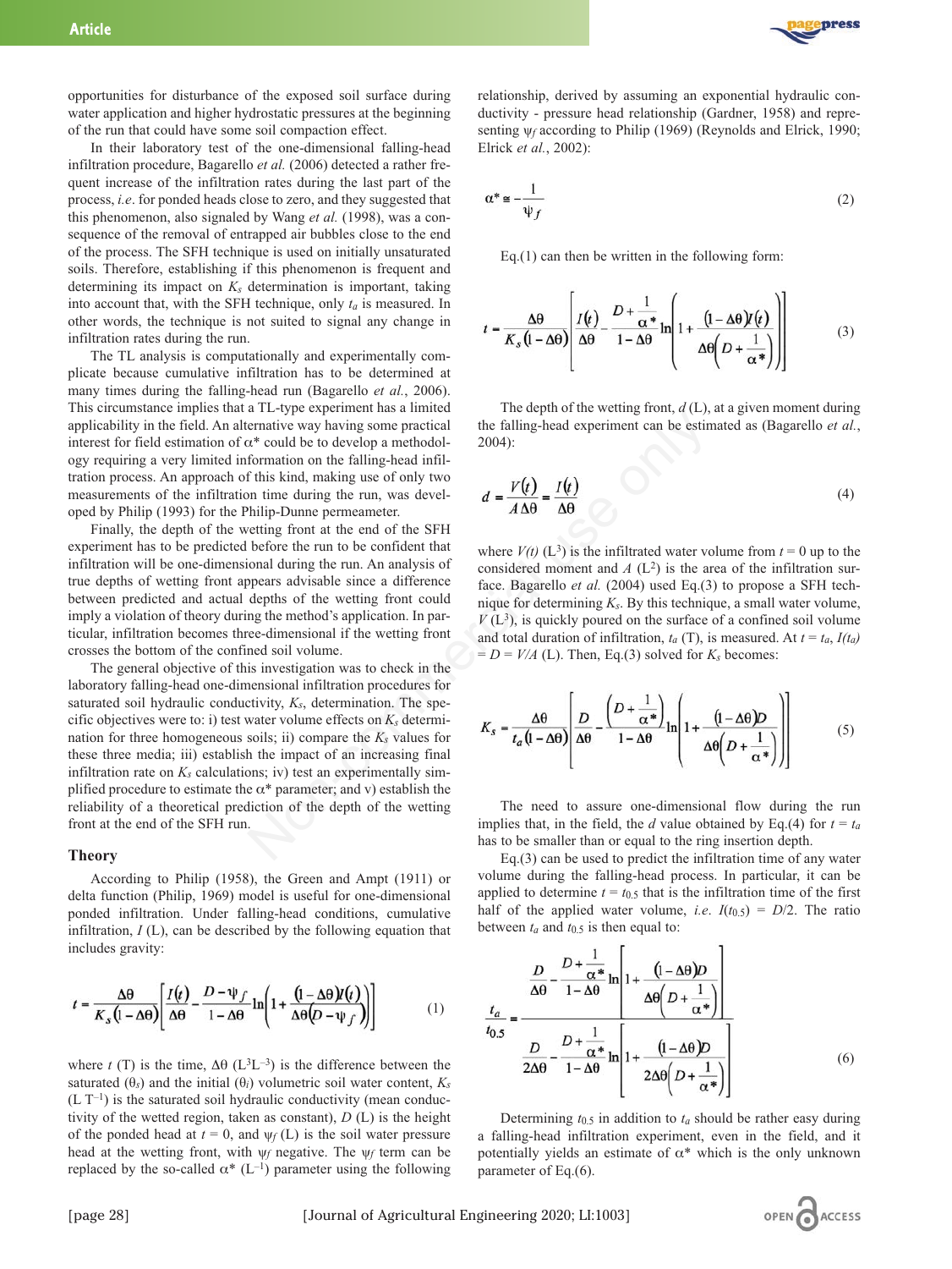opportunities for disturbance of the exposed soil surface during water application and higher hydrostatic pressures at the beginning of the run that could have some soil compaction effect.

In their laboratory test of the one-dimensional falling-head infiltration procedure, Bagarello *et al.* (2006) detected a rather frequent increase of the infiltration rates during the last part of the process, *i.e.* for ponded heads close to zero, and they suggested that this phenomenon, also signaled by Wang *et al.* (1998), was a consequence of the removal of entrapped air bubbles close to the end of the process. The SFH technique is used on initially unsaturated soils. Therefore, establishing if this phenomenon is frequent and determining its impact on $K_s$ determination is important, taking into account that, with the SFH technique, only $t_a$ is measured. In other words, the technique is not suited to signal any change in infiltration rates during the run.

The TL analysis is computationally and experimentally complicate because cumulative infiltration has to be determined at many times during the falling-head run (Bagarello *et al.*, 2006). This circumstance implies that a TL-type experiment has a limited applicability in the field. An alternative way having some practical interest for field estimation of $\alpha^*$ could be to develop a methodology requiring a very limited information on the falling-head infiltration process. An approach of this kind, making use of only two measurements of the infiltration time during the run, was developed by Philip (1993) for the Philip-Dunne permeameter.

Finally, the depth of the wetting front at the end of the SFH experiment has to be predicted before the run to be confident that infiltration will be one-dimensional during the run. An analysis of true depths of wetting front appears advisable since a difference between predicted and actual depths of the wetting front could imply a violation of theory during the method's application. In particular, infiltration becomes three-dimensional if the wetting front crosses the bottom of the confined soil volume.

The general objective of this investigation was to check in the laboratory falling-head one-dimensional infiltration procedures for saturated soil hydraulic conductivity, $K_s$, determination. The specific objectives were to: i) test water volume effects on $K_s$ determination for three homogeneous soils; ii) compare the $K_s$ values for these three media; iii) establish the impact of an increasing final infiltration rate on $K_s$ calculations; iv) test an experimentally simplified procedure to estimate the $\alpha^*$ parameter; and v) establish the reliability of a theoretical prediction of the depth of the wetting front at the end of the SFH run.

## Theory

According to Philip (1958), the Green and Ampt (1911) or delta function (Philip, 1969) model is useful for one-dimensional ponded infiltration. Under falling-head conditions, cumulative infiltration, $I$ (L), can be described by the following equation that includes gravity:

$$t = \frac{\Delta\theta}{K_s(1-\Delta\theta)}\left[\frac{I(t)}{\Delta\theta} - \frac{D-\psi_f}{1-\Delta\theta}\ln\left(1+\frac{(1-\Delta\theta)I(t)}{\Delta\theta(D-\psi_f)}\right)\right] \quad (1)$$

where $t$ (T) is the time, $\Delta\theta$ ($L^3L^{-3}$) is the difference between the saturated ($\theta_s$) and the initial ($\theta_i$) volumetric soil water content, $K_s$ ($L\,T^{-1}$) is the saturated soil hydraulic conductivity (mean conductivity of the wetted region, taken as constant), $D$ (L) is the height of the ponded head at $t = 0$, and $\psi_f$ (L) is the soil water pressure head at the wetting front, with $\psi_f$ negative. The $\psi_f$ term can be replaced by the so-called $\alpha^*$ ($L^{-1}$) parameter using the following relationship, derived by assuming an exponential hydraulic conductivity - pressure head relationship (Gardner, 1958) and representing $\psi_f$ according to Philip (1969) (Reynolds and Elrick, 1990; Elrick *et al.*, 2002):

$$\alpha^* \cong -\frac{1}{\psi_f} \quad (2)$$

Eq.(1) can then be written in the following form:

$$t = \frac{\Delta\theta}{K_s(1-\Delta\theta)}\left[\frac{I(t)}{\Delta\theta} - \frac{D+\frac{1}{\alpha^*}}{1-\Delta\theta}\ln\left(1+\frac{(1-\Delta\theta)I(t)}{\Delta\theta\left(D+\frac{1}{\alpha^*}\right)}\right)\right] \quad (3)$$

The depth of the wetting front, $d$ (L), at a given moment during the falling-head experiment can be estimated as (Bagarello *et al.*, 2004):

$$d = \frac{V(t)}{A\,\Delta\theta} = \frac{I(t)}{\Delta\theta} \quad (4)$$

where $V(t)$ ($L^3$) is the infiltrated water volume from $t = 0$ up to the considered moment and $A$ ($L^2$) is the area of the infiltration surface. Bagarello *et al.* (2004) used Eq.(3) to propose a SFH technique for determining $K_s$. By this technique, a small water volume, $V$ ($L^3$), is quickly poured on the surface of a confined soil volume and total duration of infiltration, $t_a$ (T), is measured. At $t = t_a$, $I(t_a) = D = V/A$ (L). Then, Eq.(3) solved for $K_s$ becomes:

$$K_s = \frac{\Delta\theta}{t_a(1-\Delta\theta)}\left[\frac{D}{\Delta\theta} - \frac{\left(D+\frac{1}{\alpha^*}\right)}{1-\Delta\theta}\ln\left(1+\frac{(1-\Delta\theta)D}{\Delta\theta\left(D+\frac{1}{\alpha^*}\right)}\right)\right] \quad (5)$$

The need to assure one-dimensional flow during the run implies that, in the field, the $d$ value obtained by Eq.(4) for $t = t_a$ has to be smaller than or equal to the ring insertion depth.

Eq.(3) can be used to predict the infiltration time of any water volume during the falling-head process. In particular, it can be applied to determine $t = t_{0.5}$ that is the infiltration time of the first half of the applied water volume, *i.e.* $I(t_{0.5}) = D/2$. The ratio between $t_a$ and $t_{0.5}$ is then equal to:

$$\frac{t_a}{t_{0.5}} = \frac{\dfrac{D}{\Delta\theta} - \dfrac{D+\frac{1}{\alpha^*}}{1-\Delta\theta}\ln\left[1+\dfrac{(1-\Delta\theta)D}{\Delta\theta\left(D+\frac{1}{\alpha^*}\right)}\right]}{\dfrac{D}{2\Delta\theta} - \dfrac{D+\frac{1}{\alpha^*}}{1-\Delta\theta}\ln\left[1+\dfrac{(1-\Delta\theta)D}{2\Delta\theta\left(D+\frac{1}{\alpha^*}\right)}\right]} \quad (6)$$

Determining $t_{0.5}$ in addition to $t_a$ should be rather easy during a falling-head infiltration experiment, even in the field, and it potentially yields an estimate of $\alpha^*$ which is the only unknown parameter of Eq.(6).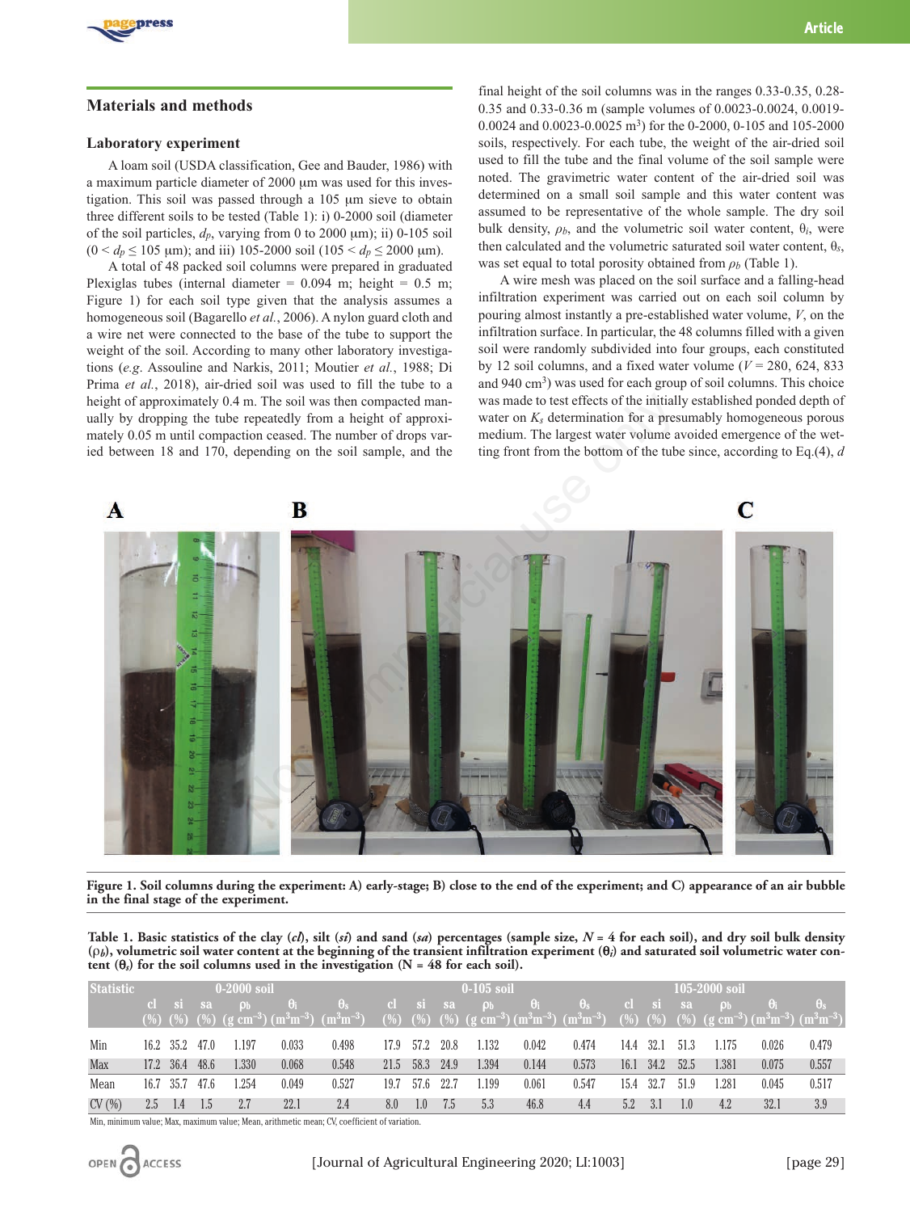## Materials and methods

### Laboratory experiment

A loam soil (USDA classification, Gee and Bauder, 1986) with a maximum particle diameter of 2000 μm was used for this investigation. This soil was passed through a 105 μm sieve to obtain three different soils to be tested (Table 1): i) 0-2000 soil (diameter of the soil particles, $d_p$, varying from 0 to 2000 μm); ii) 0-105 soil ($0 < d_p \leq 105$ μm); and iii) 105-2000 soil ($105 < d_p \leq 2000$ μm).

A total of 48 packed soil columns were prepared in graduated Plexiglas tubes (internal diameter = 0.094 m; height = 0.5 m; Figure 1) for each soil type given that the analysis assumes a homogeneous soil (Bagarello *et al.*, 2006). A nylon guard cloth and a wire net were connected to the base of the tube to support the weight of the soil. According to many other laboratory investigations (*e.g.* Assouline and Narkis, 2011; Moutier *et al.*, 1988; Di Prima *et al.*, 2018), air-dried soil was used to fill the tube to a height of approximately 0.4 m. The soil was then compacted manually by dropping the tube repeatedly from a height of approximately 0.05 m until compaction ceased. The number of drops varied between 18 and 170, depending on the soil sample, and the final height of the soil columns was in the ranges 0.33-0.35, 0.28-0.35 and 0.33-0.36 m (sample volumes of 0.0023-0.0024, 0.0019-0.0024 and 0.0023-0.0025 m$^3$) for the 0-2000, 0-105 and 105-2000 soils, respectively. For each tube, the weight of the air-dried soil used to fill the tube and the final volume of the soil sample were noted. The gravimetric water content of the air-dried soil was determined on a small soil sample and this water content was assumed to be representative of the whole sample. The dry soil bulk density, $\rho_b$, and the volumetric soil water content, $\theta_i$, were then calculated and the volumetric saturated soil water content, $\theta_s$, was set equal to total porosity obtained from $\rho_b$ (Table 1).

A wire mesh was placed on the soil surface and a falling-head infiltration experiment was carried out on each soil column by pouring almost instantly a pre-established water volume, $V$, on the infiltration surface. In particular, the 48 columns filled with a given soil were randomly subdivided into four groups, each constituted by 12 soil columns, and a fixed water volume ($V$ = 280, 624, 833 and 940 cm$^3$) was used for each group of soil columns. This choice was made to test effects of the initially established ponded depth of water on $K_s$ determination for a presumably homogeneous porous medium. The largest water volume avoided emergence of the wetting front from the bottom of the tube since, according to Eq.(4), *d*

**Figure 1. Soil columns during the experiment: A) early-stage; B) close to the end of the experiment; and C) appearance of an air bubble in the final stage of the experiment.**

**Table 1. Basic statistics of the clay (*cl*), silt (*si*) and sand (*sa*) percentages (sample size, *N* = 4 for each soil), and dry soil bulk density ($\rho_b$), volumetric soil water content at the beginning of the transient infiltration experiment ($\theta_i$) and saturated soil volumetric water content ($\theta_s$) for the soil columns used in the investigation (N = 48 for each soil).**

| Statistic | 0-2000 soil | | | | | | 0-105 soil | | | | | | 105-2000 soil | | | | | |
|---|---|---|---|---|---|---|---|---|---|---|---|---|---|---|---|---|---|---|
| | cl (%) | si (%) | sa (%) | $\rho_b$ (g cm$^{-3}$) | $\theta_i$ (m$^3$m$^{-3}$) | $\theta_s$ (m$^3$m$^{-3}$) | cl (%) | si (%) | sa (%) | $\rho_b$ (g cm$^{-3}$) | $\theta_i$ (m$^3$m$^{-3}$) | $\theta_s$ (m$^3$m$^{-3}$) | cl (%) | si (%) | sa (%) | $\rho_b$ (g cm$^{-3}$) | $\theta_i$ (m$^3$m$^{-3}$) | $\theta_s$ (m$^3$m$^{-3}$) |
| Min | 16.2 | 35.2 | 47.0 | 1.197 | 0.033 | 0.498 | 17.9 | 57.2 | 20.8 | 1.132 | 0.042 | 0.474 | 14.4 | 32.1 | 51.3 | 1.175 | 0.026 | 0.479 |
| Max | 17.2 | 36.4 | 48.6 | 1.330 | 0.068 | 0.548 | 21.5 | 58.3 | 24.9 | 1.394 | 0.144 | 0.573 | 16.1 | 34.2 | 52.5 | 1.381 | 0.075 | 0.557 |
| Mean | 16.7 | 35.7 | 47.6 | 1.254 | 0.049 | 0.527 | 19.7 | 57.6 | 22.7 | 1.199 | 0.061 | 0.547 | 15.4 | 32.7 | 51.9 | 1.281 | 0.045 | 0.517 |
| CV (%) | 2.5 | 1.4 | 1.5 | 2.7 | 22.1 | 2.4 | 8.0 | 1.0 | 7.5 | 5.3 | 46.8 | 4.4 | 5.2 | 3.1 | 1.0 | 4.2 | 32.1 | 3.9 |

Min, minimum value; Max, maximum value; Mean, arithmetic mean; CV, coefficient of variation.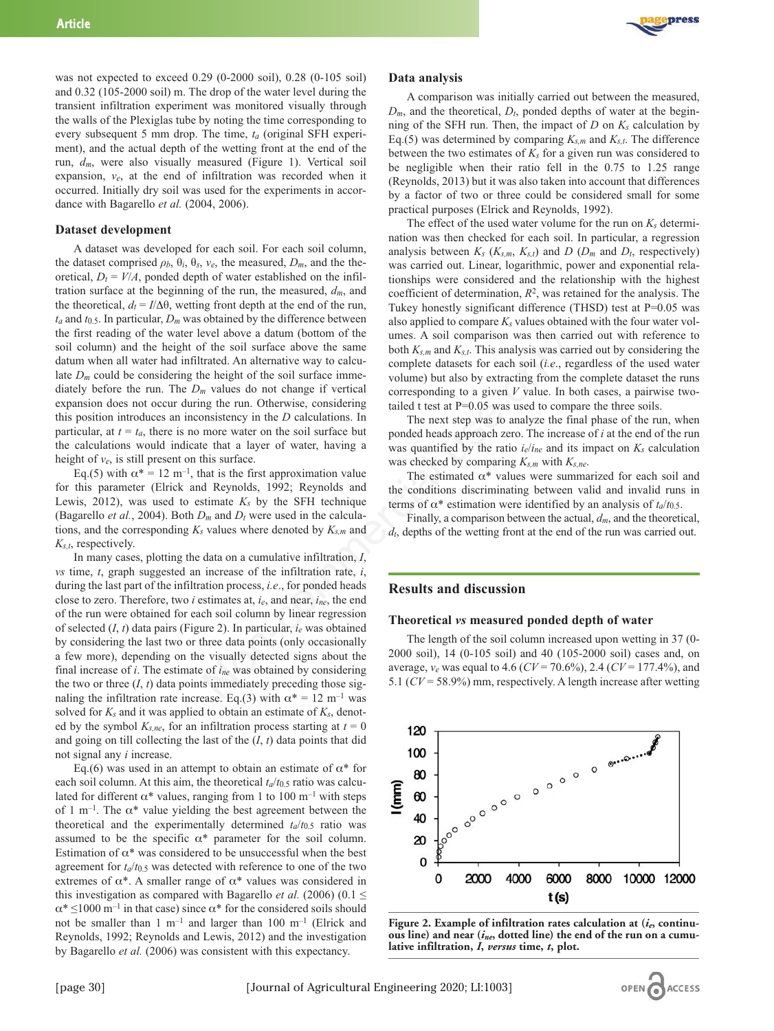was not expected to exceed 0.29 (0-2000 soil), 0.28 (0-105 soil) and 0.32 (105-2000 soil) m. The drop of the water level during the transient infiltration experiment was monitored visually through the walls of the Plexiglas tube by noting the time corresponding to every subsequent 5 mm drop. The time, $t_a$ (original SFH experiment), and the actual depth of the wetting front at the end of the run, $d_m$, were also visually measured (Figure 1). Vertical soil expansion, $v_e$, at the end of infiltration was recorded when it occurred. Initially dry soil was used for the experiments in accordance with Bagarello *et al.* (2004, 2006).

### Dataset development

A dataset was developed for each soil. For each soil column, the dataset comprised $\rho_b$, $\theta_i$, $\theta_s$, $v_e$, the measured, $D_m$, and the theoretical, $D_t = V/A$, ponded depth of water established on the infiltration surface at the beginning of the run, the measured, $d_m$, and the theoretical, $d_t = I/\Delta\theta$, wetting front depth at the end of the run, $t_a$ and $t_{0.5}$. In particular, $D_m$ was obtained by the difference between the first reading of the water level above a datum (bottom of the soil column) and the height of the soil surface above the same datum when all water had infiltrated. An alternative way to calculate $D_m$ could be considering the height of the soil surface immediately before the run. The $D_m$ values do not change if vertical expansion does not occur during the run. Otherwise, considering this position introduces an inconsistency in the $D$ calculations. In particular, at $t = t_a$, there is no more water on the soil surface but the calculations would indicate that a layer of water, having a height of $v_e$, is still present on this surface.

Eq.(5) with $\alpha^* = 12$ m$^{-1}$, that is the first approximation value for this parameter (Elrick and Reynolds, 1992; Reynolds and Lewis, 2012), was used to estimate $K_s$ by the SFH technique (Bagarello *et al.*, 2004). Both $D_m$ and $D_t$ were used in the calculations, and the corresponding $K_s$ values where denoted by $K_{s,m}$ and $K_{s,t}$, respectively.

In many cases, plotting the data on a cumulative infiltration, $I$, *vs* time, $t$, graph suggested an increase of the infiltration rate, $i$, during the last part of the infiltration process, *i.e.*, for ponded heads close to zero. Therefore, two $i$ estimates at, $i_e$, and near, $i_{ne}$, the end of the run were obtained for each soil column by linear regression of selected ($I$, $t$) data pairs (Figure 2). In particular, $i_e$ was obtained by considering the last two or three data points (only occasionally a few more), depending on the visually detected signs about the final increase of $i$. The estimate of $i_{ne}$ was obtained by considering the two or three ($I$, $t$) data points immediately preceding those signaling the infiltration rate increase. Eq.(3) with $\alpha^* = 12$ m$^{-1}$ was solved for $K_s$ and it was applied to obtain an estimate of $K_s$, denoted by the symbol $K_{s,ne}$, for an infiltration process starting at $t = 0$ and going on till collecting the last of the ($I$, $t$) data points that did not signal any $i$ increase.

Eq.(6) was used in an attempt to obtain an estimate of $\alpha^*$ for each soil column. At this aim, the theoretical $t_a/t_{0.5}$ ratio was calculated for different $\alpha^*$ values, ranging from 1 to 100 m$^{-1}$ with steps of 1 m$^{-1}$. The $\alpha^*$ value yielding the best agreement between the theoretical and the experimentally determined $t_a/t_{0.5}$ ratio was assumed to be the specific $\alpha^*$ parameter for the soil column. Estimation of $\alpha^*$ was considered to be unsuccessful when the best agreement for $t_a/t_{0.5}$ was detected with reference to one of the two extremes of $\alpha^*$. A smaller range of $\alpha^*$ values was considered in this investigation as compared with Bagarello *et al.* (2006) ($0.1 \leq \alpha^* \leq 1000$ m$^{-1}$ in that case) since $\alpha^*$ for the considered soils should not be smaller than 1 m$^{-1}$ and larger than 100 m$^{-1}$ (Elrick and Reynolds, 1992; Reynolds and Lewis, 2012) and the investigation by Bagarello *et al.* (2006) was consistent with this expectancy.

### Data analysis

A comparison was initially carried out between the measured, $D_m$, and the theoretical, $D_t$, ponded depths of water at the beginning of the SFH run. Then, the impact of $D$ on $K_s$ calculation by Eq.(5) was determined by comparing $K_{s,m}$ and $K_{s,t}$. The difference between the two estimates of $K_s$ for a given run was considered to be negligible when their ratio fell in the 0.75 to 1.25 range (Reynolds, 2013) but it was also taken into account that differences by a factor of two or three could be considered small for some practical purposes (Elrick and Reynolds, 1992).

The effect of the used water volume for the run on $K_s$ determination was then checked for each soil. In particular, a regression analysis between $K_s$ ($K_{s,m}$, $K_{s,t}$) and $D$ ($D_m$ and $D_t$, respectively) was carried out. Linear, logarithmic, power and exponential relationships were considered and the relationship with the highest coefficient of determination, $R^2$, was retained for the analysis. The Tukey honestly significant difference (THSD) test at P=0.05 was also applied to compare $K_s$ values obtained with the four water volumes. A soil comparison was then carried out with reference to both $K_{s,m}$ and $K_{s,t}$. This analysis was carried out by considering the complete datasets for each soil (*i.e.*, regardless of the used water volume) but also by extracting from the complete dataset the runs corresponding to a given $V$ value. In both cases, a pairwise two-tailed t test at P=0.05 was used to compare the three soils.

The next step was to analyze the final phase of the run, when ponded heads approach zero. The increase of $i$ at the end of the run was quantified by the ratio $i_e/i_{ne}$ and its impact on $K_s$ calculation was checked by comparing $K_{s,m}$ with $K_{s,ne}$.

The estimated $\alpha^*$ values were summarized for each soil and the conditions discriminating between valid and invalid runs in terms of $\alpha^*$ estimation were identified by an analysis of $t_a/t_{0.5}$.

Finally, a comparison between the actual, $d_m$, and the theoretical, $d_t$, depths of the wetting front at the end of the run was carried out.

## Results and discussion

### Theoretical *vs* measured ponded depth of water

The length of the soil column increased upon wetting in 37 (0-2000 soil), 14 (0-105 soil) and 40 (105-2000 soil) cases and, on average, $v_e$ was equal to 4.6 ($CV$ = 70.6%), 2.4 ($CV$ = 177.4%), and 5.1 ($CV$ = 58.9%) mm, respectively. A length increase after wetting

**Figure 2. Example of infiltration rates calculation at ($i_e$, continuous line) and near ($i_{ne}$, dotted line) the end of the run on a cumulative infiltration, $I$, *versus* time, $t$, plot.**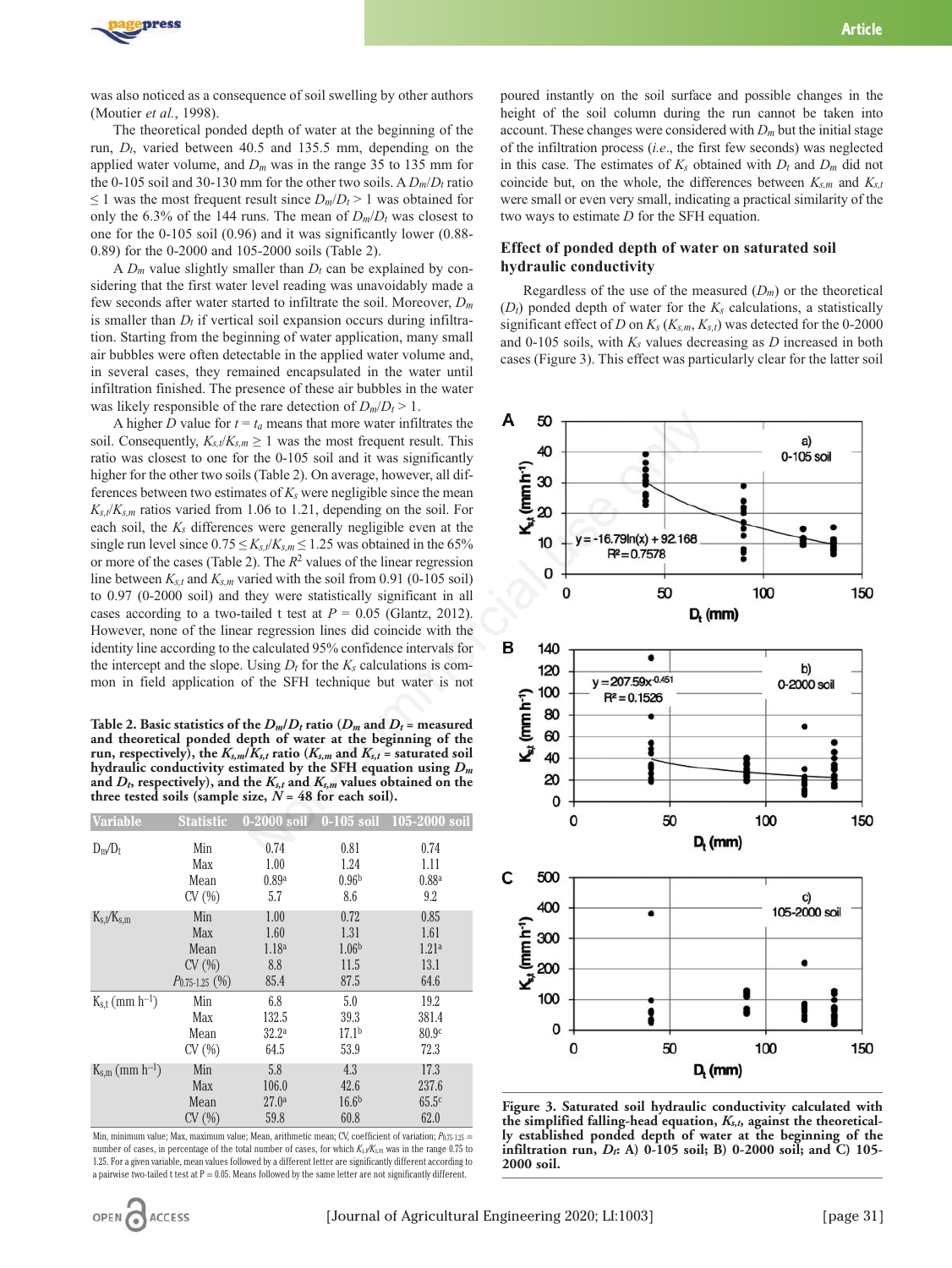was also noticed as a consequence of soil swelling by other authors (Moutier *et al.*, 1998).

The theoretical ponded depth of water at the beginning of the run, $D_t$, varied between 40.5 and 135.5 mm, depending on the applied water volume, and $D_m$ was in the range 35 to 135 mm for the 0-105 soil and 30-130 mm for the other two soils. A $D_m/D_t$ ratio $\leq 1$ was the most frequent result since $D_m/D_t > 1$ was obtained for only the 6.3% of the 144 runs. The mean of $D_m/D_t$ was closest to one for the 0-105 soil (0.96) and it was significantly lower (0.88-0.89) for the 0-2000 and 105-2000 soils (Table 2).

A $D_m$ value slightly smaller than $D_t$ can be explained by considering that the first water level reading was unavoidably made a few seconds after water started to infiltrate the soil. Moreover, $D_m$ is smaller than $D_t$ if vertical soil expansion occurs during infiltration. Starting from the beginning of water application, many small air bubbles were often detectable in the applied water volume and, in several cases, they remained encapsulated in the water until infiltration finished. The presence of these air bubbles in the water was likely responsible of the rare detection of $D_m/D_t > 1$.

A higher $D$ value for $t = t_a$ means that more water infiltrates the soil. Consequently, $K_{s,t}/K_{s,m} \geq 1$ was the most frequent result. This ratio was closest to one for the 0-105 soil and it was significantly higher for the other two soils (Table 2). On average, however, all differences between two estimates of $K_s$ were negligible since the mean $K_{s,t}/K_{s,m}$ ratios varied from 1.06 to 1.21, depending on the soil. For each soil, the $K_s$ differences were generally negligible even at the single run level since $0.75 \leq K_{s,t}/K_{s,m} \leq 1.25$ was obtained in the 65% or more of the cases (Table 2). The $R^2$ values of the linear regression line between $K_{s,t}$ and $K_{s,m}$ varied with the soil from 0.91 (0-105 soil) to 0.97 (0-2000 soil) and they were statistically significant in all cases according to a two-tailed t test at $P = 0.05$ (Glantz, 2012). However, none of the linear regression lines did coincide with the identity line according to the calculated 95% confidence intervals for the intercept and the slope. Using $D_t$ for the $K_s$ calculations is common in field application of the SFH technique but water is not poured instantly on the soil surface and possible changes in the height of the soil column during the run cannot be taken into account. These changes were considered with $D_m$ but the initial stage of the infiltration process (*i.e.*, the first few seconds) was neglected in this case. The estimates of $K_s$ obtained with $D_t$ and $D_m$ did not coincide but, on the whole, the differences between $K_{s,m}$ and $K_{s,t}$ were small or even very small, indicating a practical similarity of the two ways to estimate $D$ for the SFH equation.

**Table 2. Basic statistics of the $D_m/D_t$ ratio ($D_m$ and $D_t$ = measured and theoretical ponded depth of water at the beginning of the run, respectively), the $K_{s,m}/K_{s,t}$ ratio ($K_{s,m}$ and $K_{s,t}$ = saturated soil hydraulic conductivity estimated by the SFH equation using $D_m$ and $D_t$, respectively), and the $K_{s,t}$ and $K_{s,m}$ values obtained on the three tested soils (sample size, $N$ = 48 for each soil).**

| Variable | Statistic | 0-2000 soil | 0-105 soil | 105-2000 soil |
|---|---|---|---|---|
| $D_m/D_t$ | Min | 0.74 | 0.81 | 0.74 |
| | Max | 1.00 | 1.24 | 1.11 |
| | Mean | 0.89[a] | 0.96[b] | 0.88[a] |
| | CV (%) | 5.7 | 8.6 | 9.2 |
| $K_{s,t}/K_{s,m}$ | Min | 1.00 | 0.72 | 0.85 |
| | Max | 1.60 | 1.31 | 1.61 |
| | Mean | 1.18[a] | 1.06[b] | 1.21[a] |
| | CV (%) | 8.8 | 11.5 | 13.1 |
| | $P_{0.75-1.25}$ (%) | 85.4 | 87.5 | 64.6 |
| $K_{s,t}$ (mm h$^{-1}$) | Min | 6.8 | 5.0 | 19.2 |
| | Max | 132.5 | 39.3 | 381.4 |
| | Mean | 32.2[a] | 17.1[b] | 80.9[c] |
| | CV (%) | 64.5 | 53.9 | 72.3 |
| $K_{s,m}$ (mm h$^{-1}$) | Min | 5.8 | 4.3 | 17.3 |
| | Max | 106.0 | 42.6 | 237.6 |
| | Mean | 27.0[a] | 16.6[b] | 65.5[c] |
| | CV (%) | 59.8 | 60.8 | 62.0 |

Min, minimum value; Max, maximum value; Mean, arithmetic mean; CV, coefficient of variation; $P_{0.75-1.25}$ = number of cases, in percentage of the total number of cases, for which $K_{s,t}/K_{s,m}$ was in the range 0.75 to 1.25. For a given variable, mean values followed by a different letter are significantly different according to a pairwise two-tailed t test at P = 0.05. Means followed by the same letter are not significantly different.

## Effect of ponded depth of water on saturated soil hydraulic conductivity

Regardless of the use of the measured ($D_m$) or the theoretical ($D_t$) ponded depth of water for the $K_s$ calculations, a statistically significant effect of $D$ on $K_s$ ($K_{s,m}$, $K_{s,t}$) was detected for the 0-2000 and 0-105 soils, with $K_s$ values decreasing as $D$ increased in both cases (Figure 3). This effect was particularly clear for the latter soil

**Figure 3. Saturated soil hydraulic conductivity calculated with the simplified falling-head equation, $K_{s,t}$, against the theoretically established ponded depth of water at the beginning of the infiltration run, $D_t$: A) 0-105 soil; B) 0-2000 soil; and C) 105-2000 soil.**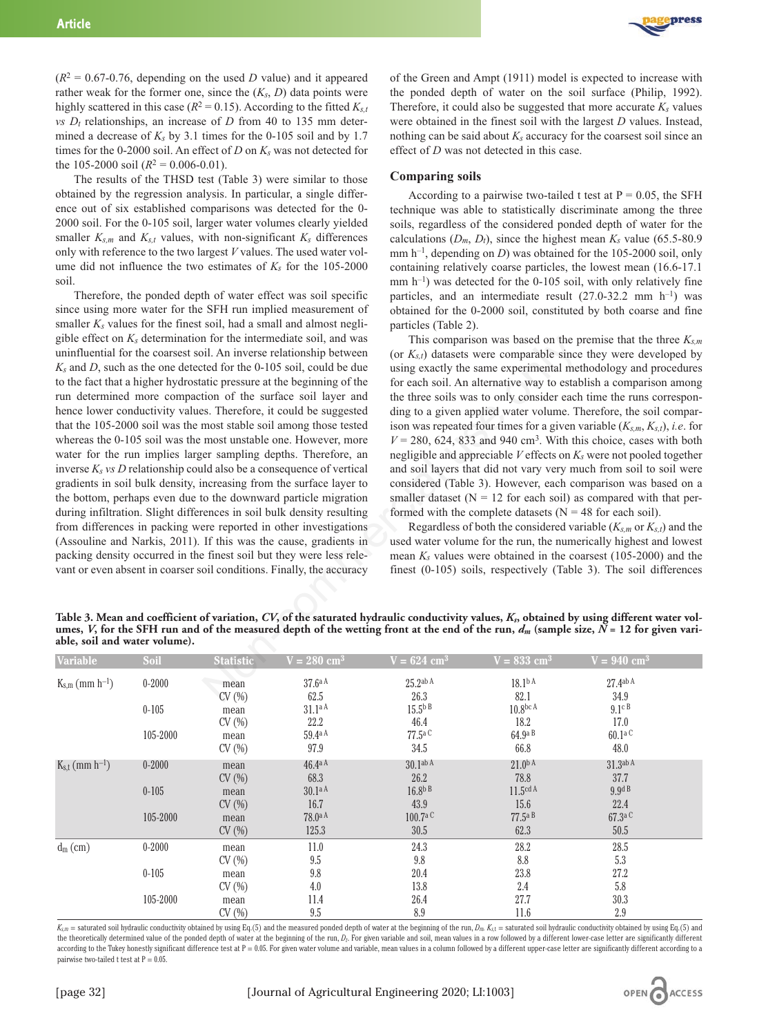($R^2$ = 0.67-0.76, depending on the used $D$ value) and it appeared rather weak for the former one, since the ($K_s$, $D$) data points were highly scattered in this case ($R^2$ = 0.15). According to the fitted $K_{s,t}$ *vs* $D_t$ relationships, an increase of $D$ from 40 to 135 mm determined a decrease of $K_s$ by 3.1 times for the 0-105 soil and by 1.7 times for the 0-2000 soil. An effect of $D$ on $K_s$ was not detected for the 105-2000 soil ($R^2$ = 0.006-0.01).

The results of the THSD test (Table 3) were similar to those obtained by the regression analysis. In particular, a single difference out of six established comparisons was detected for the 0-2000 soil. For the 0-105 soil, larger water volumes clearly yielded smaller $K_{s,m}$ and $K_{s,t}$ values, with non-significant $K_s$ differences only with reference to the two largest $V$ values. The used water volume did not influence the two estimates of $K_s$ for the 105-2000 soil.

Therefore, the ponded depth of water effect was soil specific since using more water for the SFH run implied measurement of smaller $K_s$ values for the finest soil, had a small and almost negligible effect on $K_s$ determination for the intermediate soil, and was uninfluential for the coarsest soil. An inverse relationship between $K_s$ and $D$, such as the one detected for the 0-105 soil, could be due to the fact that a higher hydrostatic pressure at the beginning of the run determined more compaction of the surface soil layer and hence lower conductivity values. Therefore, it could be suggested that the 105-2000 soil was the most stable soil among those tested whereas the 0-105 soil was the most unstable one. However, more water for the run implies larger sampling depths. Therefore, an inverse $K_s$ *vs* $D$ relationship could also be a consequence of vertical gradients in soil bulk density, increasing from the surface layer to the bottom, perhaps even due to the downward particle migration during infiltration. Slight differences in soil bulk density resulting from differences in packing were reported in other investigations (Assouline and Narkis, 2011). If this was the cause, gradients in packing density occurred in the finest soil but they were less relevant or even absent in coarser soil conditions. Finally, the accuracy of the Green and Ampt (1911) model is expected to increase with the ponded depth of water on the soil surface (Philip, 1992). Therefore, it could also be suggested that more accurate $K_s$ values were obtained in the finest soil with the largest $D$ values. Instead, nothing can be said about $K_s$ accuracy for the coarsest soil since an effect of $D$ was not detected in this case.

### Comparing soils

According to a pairwise two-tailed t test at P = 0.05, the SFH technique was able to statistically discriminate among the three soils, regardless of the considered ponded depth of water for the calculations ($D_m$, $D_t$), since the highest mean $K_s$ value (65.5-80.9 mm h$^{-1}$, depending on $D$) was obtained for the 105-2000 soil, only containing relatively coarse particles, the lowest mean (16.6-17.1 mm h$^{-1}$) was detected for the 0-105 soil, with only relatively fine particles, and an intermediate result (27.0-32.2 mm h$^{-1}$) was obtained for the 0-2000 soil, constituted by both coarse and fine particles (Table 2).

This comparison was based on the premise that the three $K_{s,m}$ (or $K_{s,t}$) datasets were comparable since they were developed by using exactly the same experimental methodology and procedures for each soil. An alternative way to establish a comparison among the three soils was to only consider each time the runs corresponding to a given applied water volume. Therefore, the soil comparison was repeated four times for a given variable ($K_{s,m}$, $K_{s,t}$), *i.e.* for $V$ = 280, 624, 833 and 940 cm$^3$. With this choice, cases with both negligible and appreciable $V$ effects on $K_s$ were not pooled together and soil layers that did not vary very much from soil to soil were considered (Table 3). However, each comparison was based on a smaller dataset (N = 12 for each soil) as compared with that performed with the complete datasets (N = 48 for each soil).

Regardless of both the considered variable ($K_{s,m}$ or $K_{s,t}$) and the used water volume for the run, the numerically highest and lowest mean $K_s$ values were obtained in the coarsest (105-2000) and the finest (0-105) soils, respectively (Table 3). The soil differences

**Table 3. Mean and coefficient of variation, *CV*, of the saturated hydraulic conductivity values, $K_s$, obtained by using different water volumes, $V$, for the SFH run and of the measured depth of the wetting front at the end of the run, $d_m$ (sample size, $N$ = 12 for given variable, soil and water volume).**

| Variable | Soil | Statistic | V = 280 cm$^3$ | V = 624 cm$^3$ | V = 833 cm$^3$ | V = 940 cm$^3$ |
|---|---|---|---|---|---|---|
| $K_{s,m}$ (mm h$^{-1}$) | 0-2000 | mean | 37.6$^{a\,A}$ | 25.2$^{ab\,A}$ | 18.1$^{b\,A}$ | 27.4$^{ab\,A}$ |
| | | CV (%) | 62.5 | 26.3 | 82.1 | 34.9 |
| | 0-105 | mean | 31.1$^{a\,A}$ | 15.5$^{b\,B}$ | 10.8$^{bc\,A}$ | 9.1$^{c\,B}$ |
| | | CV (%) | 22.2 | 46.4 | 18.2 | 17.0 |
| | 105-2000 | mean | 59.4$^{a\,A}$ | 77.5$^{a\,C}$ | 64.9$^{a\,B}$ | 60.1$^{a\,C}$ |
| | | CV (%) | 97.9 | 34.5 | 66.8 | 48.0 |
| $K_{s,t}$ (mm h$^{-1}$) | 0-2000 | mean | 46.4$^{a\,A}$ | 30.1$^{ab\,A}$ | 21.0$^{b\,A}$ | 31.3$^{ab\,A}$ |
| | | CV (%) | 68.3 | 26.2 | 78.8 | 37.7 |
| | 0-105 | mean | 30.1$^{a\,A}$ | 16.8$^{b\,B}$ | 11.5$^{cd\,A}$ | 9.9$^{d\,B}$ |
| | | CV (%) | 16.7 | 43.9 | 15.6 | 22.4 |
| | 105-2000 | mean | 78.0$^{a\,A}$ | 100.7$^{a\,C}$ | 77.5$^{a\,B}$ | 67.3$^{a\,C}$ |
| | | CV (%) | 125.3 | 30.5 | 62.3 | 50.5 |
| $d_m$ (cm) | 0-2000 | mean | 11.0 | 24.3 | 28.2 | 28.5 |
| | | CV (%) | 9.5 | 9.8 | 8.8 | 5.3 |
| | 0-105 | mean | 9.8 | 20.4 | 23.8 | 27.2 |
| | | CV (%) | 4.0 | 13.8 | 2.4 | 5.8 |
| | 105-2000 | mean | 11.4 | 26.4 | 27.7 | 30.3 |
| | | CV (%) | 9.5 | 8.9 | 11.6 | 2.9 |

$K_{s,m}$ = saturated soil hydraulic conductivity obtained by using Eq.(5) and the measured ponded depth of water at the beginning of the run, $D_m$. $K_{s,t}$ = saturated soil hydraulic conductivity obtained by using Eq.(5) and the theoretically determined value of the ponded depth of water at the beginning of the run, $D_t$. For given variable and soil, mean values in a row followed by a different lower-case letter are significantly different according to the Tukey honestly significant difference test at P = 0.05. For given water volume and variable, mean values in a column followed by a different upper-case letter are significantly different according to a pairwise two-tailed t test at P = 0.05.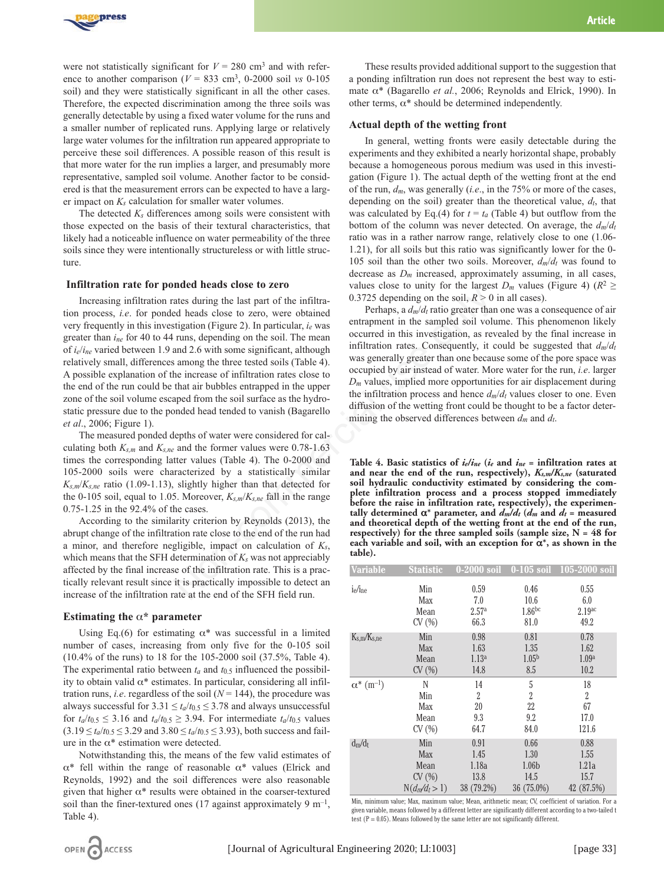were not statistically significant for $V = 280$ cm$^3$ and with reference to another comparison ($V = 833$ cm$^3$, 0-2000 soil *vs* 0-105 soil) and they were statistically significant in all the other cases. Therefore, the expected discrimination among the three soils was generally detectable by using a fixed water volume for the runs and a smaller number of replicated runs. Applying large or relatively large water volumes for the infiltration run appeared appropriate to perceive these soil differences. A possible reason of this result is that more water for the run implies a larger, and presumably more representative, sampled soil volume. Another factor to be considered is that the measurement errors can be expected to have a larger impact on $K_s$ calculation for smaller water volumes.

The detected $K_s$ differences among soils were consistent with those expected on the basis of their textural characteristics, that likely had a noticeable influence on water permeability of the three soils since they were intentionally structureless or with little structure.

## Infiltration rate for ponded heads close to zero

Increasing infiltration rates during the last part of the infiltration process, *i.e*. for ponded heads close to zero, were obtained very frequently in this investigation (Figure 2). In particular, $i_e$ was greater than $i_{ne}$ for 40 to 44 runs, depending on the soil. The mean of $i_e/i_{ne}$ varied between 1.9 and 2.6 with some significant, although relatively small, differences among the three tested soils (Table 4). A possible explanation of the increase of infiltration rates close to the end of the run could be that air bubbles entrapped in the upper zone of the soil volume escaped from the soil surface as the hydrostatic pressure due to the ponded head tended to vanish (Bagarello *et al*., 2006; Figure 1).

The measured ponded depths of water were considered for calculating both $K_{s,m}$ and $K_{s,ne}$ and the former values were 0.78-1.63 times the corresponding latter values (Table 4). The 0-2000 and 105-2000 soils were characterized by a statistically similar $K_{s,m}/K_{s,ne}$ ratio (1.09-1.13), slightly higher than that detected for the 0-105 soil, equal to 1.05. Moreover, $K_{s,m}/K_{s,ne}$ fall in the range 0.75-1.25 in the 92.4% of the cases.

According to the similarity criterion by Reynolds (2013), the abrupt change of the infiltration rate close to the end of the run had a minor, and therefore negligible, impact on calculation of $K_s$, which means that the SFH determination of $K_s$ was not appreciably affected by the final increase of the infiltration rate. This is a practically relevant result since it is practically impossible to detect an increase of the infiltration rate at the end of the SFH field run.

## Estimating the $\alpha^*$ parameter

Using Eq.(6) for estimating $\alpha^*$ was successful in a limited number of cases, increasing from only five for the 0-105 soil (10.4% of the runs) to 18 for the 105-2000 soil (37.5%, Table 4). The experimental ratio between $t_a$ and $t_{0.5}$ influenced the possibility to obtain valid $\alpha^*$ estimates. In particular, considering all infiltration runs, *i.e*. regardless of the soil ($N = 144$), the procedure was always successful for $3.31 \leq t_a/t_{0.5} \leq 3.78$ and always unsuccessful for $t_a/t_{0.5} \leq 3.16$ and $t_a/t_{0.5} \geq 3.94$. For intermediate $t_a/t_{0.5}$ values ($3.19 \leq t_a/t_{0.5} \leq 3.29$ and $3.80 \leq t_a/t_{0.5} \leq 3.93$), both success and failure in the $\alpha^*$ estimation were detected.

Notwithstanding this, the means of the few valid estimates of $\alpha^*$ fell within the range of reasonable $\alpha^*$ values (Elrick and Reynolds, 1992) and the soil differences were also reasonable given that higher $\alpha^*$ results were obtained in the coarser-textured soil than the finer-textured ones (17 against approximately 9 m$^{-1}$, Table 4).

These results provided additional support to the suggestion that a ponding infiltration run does not represent the best way to estimate $\alpha^*$ (Bagarello *et al.*, 2006; Reynolds and Elrick, 1990). In other terms, $\alpha^*$ should be determined independently.

## Actual depth of the wetting front

In general, wetting fronts were easily detectable during the experiments and they exhibited a nearly horizontal shape, probably because a homogeneous porous medium was used in this investigation (Figure 1). The actual depth of the wetting front at the end of the run, $d_m$, was generally (*i.e*., in the 75% or more of the cases, depending on the soil) greater than the theoretical value, $d_t$, that was calculated by Eq.(4) for $t = t_a$ (Table 4) but outflow from the bottom of the column was never detected. On average, the $d_m/d_t$ ratio was in a rather narrow range, relatively close to one (1.06-1.21), for all soils but this ratio was significantly lower for the 0-105 soil than the other two soils. Moreover, $d_m/d_t$ was found to decrease as $D_m$ increased, approximately assuming, in all cases, values close to unity for the largest $D_m$ values (Figure 4) ($R^2 \geq 0.3725$ depending on the soil, $R > 0$ in all cases).

Perhaps, a $d_m/d_t$ ratio greater than one was a consequence of air entrapment in the sampled soil volume. This phenomenon likely occurred in this investigation, as revealed by the final increase in infiltration rates. Consequently, it could be suggested that $d_m/d_t$ was generally greater than one because some of the pore space was occupied by air instead of water. More water for the run, *i.e*. larger $D_m$ values, implied more opportunities for air displacement during the infiltration process and hence $d_m/d_t$ values closer to one. Even diffusion of the wetting front could be thought to be a factor determining the observed differences between $d_m$ and $d_t$.

**Table 4. Basic statistics of $i_e/i_{ne}$ ($i_e$ and $i_{ne}$ = infiltration rates at and near the end of the run, respectively), $K_{s,m}/K_{s,ne}$ (saturated soil hydraulic conductivity estimated by considering the complete infiltration process and a process stopped immediately before the rise in infiltration rate, respectively), the experimentally determined $\alpha^*$ parameter, and $d_m/d_t$ ($d_m$ and $d_t$ = measured and theoretical depth of the wetting front at the end of the run, respectively) for the three sampled soils (sample size, N = 48 for each variable and soil, with an exception for $\alpha^*$, as shown in the table).**

| Variable | Statistic | 0-2000 soil | 0-105 soil | 105-2000 soil |
|---|---|---|---|---|
| $i_e/i_{ne}$ | Min | 0.59 | 0.46 | 0.55 |
| | Max | 7.0 | 10.6 | 6.0 |
| | Mean | 2.57[a] | 1.86[bc] | 2.19[ac] |
| | CV (%) | 66.3 | 81.0 | 49.2 |
| $K_{s,m}/K_{s,ne}$ | Min | 0.98 | 0.81 | 0.78 |
| | Max | 1.63 | 1.35 | 1.62 |
| | Mean | 1.13[a] | 1.05[b] | 1.09[a] |
| | CV (%) | 14.8 | 8.5 | 10.2 |
| $\alpha^*$ (m$^{-1}$) | N | 14 | 5 | 18 |
| | Min | 2 | 2 | 2 |
| | Max | 20 | 22 | 67 |
| | Mean | 9.3 | 9.2 | 17.0 |
| | CV (%) | 64.7 | 84.0 | 121.6 |
| $d_m/d_t$ | Min | 0.91 | 0.66 | 0.88 |
| | Max | 1.45 | 1.30 | 1.55 |
| | Mean | 1.18a | 1.06b | 1.21a |
| | CV (%) | 13.8 | 14.5 | 15.7 |
| | N($d_m/d_t > 1$) | 38 (79.2%) | 36 (75.0%) | 42 (87.5%) |

Min, minimum value; Max, maximum value; Mean, arithmetic mean; CV, coefficient of variation. For a given variable, means followed by a different letter are significantly different according to a two-tailed t test (P = 0.05). Means followed by the same letter are not significantly different.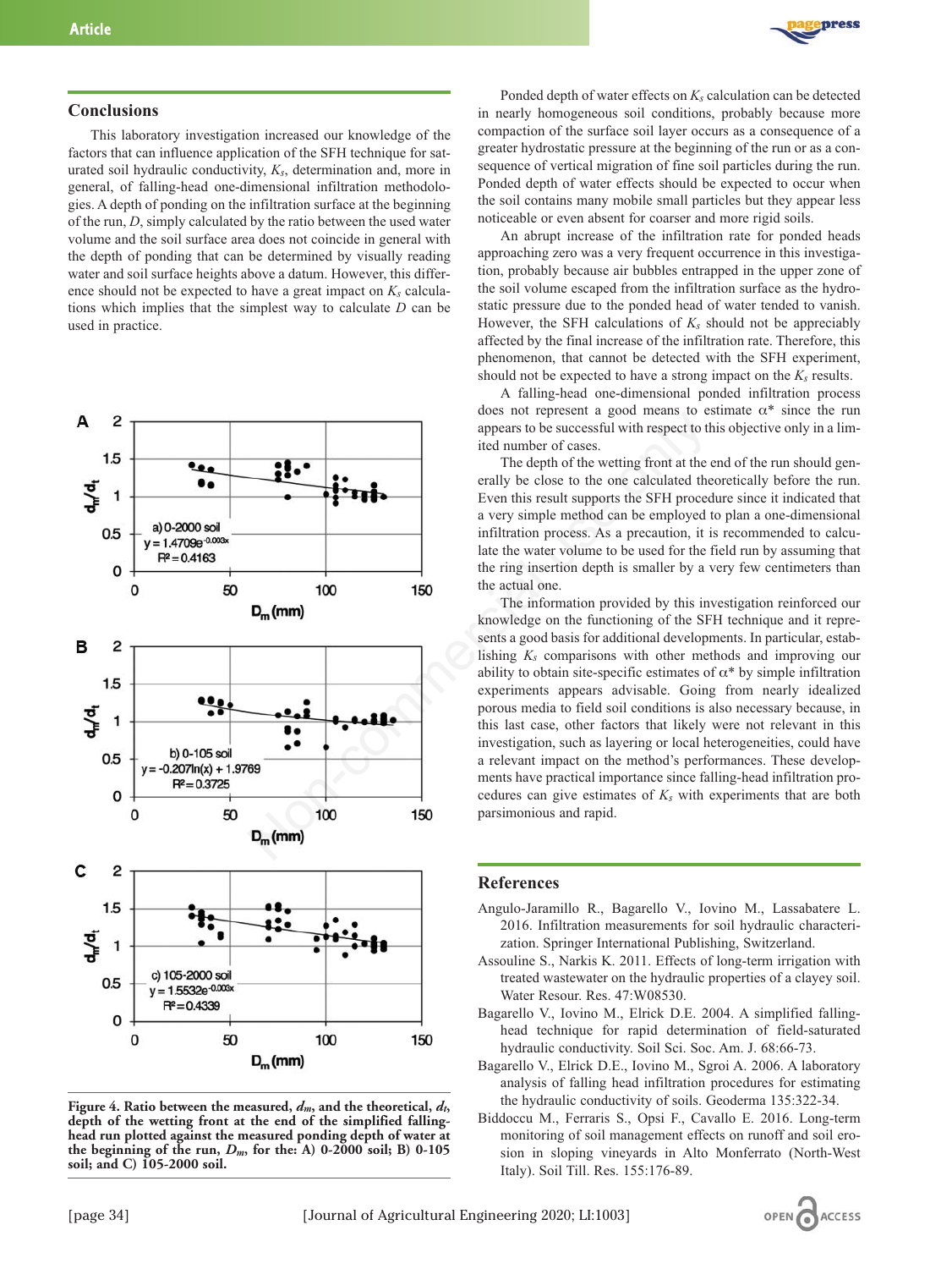## Conclusions

This laboratory investigation increased our knowledge of the factors that can influence application of the SFH technique for saturated soil hydraulic conductivity, $K_s$, determination and, more in general, of falling-head one-dimensional infiltration methodologies. A depth of ponding on the infiltration surface at the beginning of the run, $D$, simply calculated by the ratio between the used water volume and the soil surface area does not coincide in general with the depth of ponding that can be determined by visually reading water and soil surface heights above a datum. However, this difference should not be expected to have a great impact on $K_s$ calculations which implies that the simplest way to calculate $D$ can be used in practice.

A

2
1.5
1
0.5
0

$d_m/d_t$

a) 0-2000 soil
$y = 1.4709e^{-0.003x}$
$R^2 = 0.4163$

0 50 100 150
$D_m$ (mm)

B

2
1.5
1
0.5
0

$d_m/d_t$

b) 0-105 soil
$y = -0.207\ln(x) + 1.9769$
$R^2 = 0.3725$

0 50 100 150
$D_m$ (mm)

C

2
1.5
1
0.5
0

$d_m/d_t$

c) 105-2000 soil
$y = 1.5532e^{-0.003x}$
$R^2 = 0.4339$

0 50 100 150
$D_m$ (mm)

**Figure 4. Ratio between the measured, $d_m$, and the theoretical, $d_t$, depth of the wetting front at the end of the simplified falling-head run plotted against the measured ponding depth of water at the beginning of the run, $D_m$, for the: A) 0-2000 soil; B) 0-105 soil; and C) 105-2000 soil.**

Ponded depth of water effects on $K_s$ calculation can be detected in nearly homogeneous soil conditions, probably because more compaction of the surface soil layer occurs as a consequence of a greater hydrostatic pressure at the beginning of the run or as a consequence of vertical migration of fine soil particles during the run. Ponded depth of water effects should be expected to occur when the soil contains many mobile small particles but they appear less noticeable or even absent for coarser and more rigid soils.

An abrupt increase of the infiltration rate for ponded heads approaching zero was a very frequent occurrence in this investigation, probably because air bubbles entrapped in the upper zone of the soil volume escaped from the infiltration surface as the hydrostatic pressure due to the ponded head of water tended to vanish. However, the SFH calculations of $K_s$ should not be appreciably affected by the final increase of the infiltration rate. Therefore, this phenomenon, that cannot be detected with the SFH experiment, should not be expected to have a strong impact on the $K_s$ results.

A falling-head one-dimensional ponded infiltration process does not represent a good means to estimate $\alpha^*$ since the run appears to be successful with respect to this objective only in a limited number of cases.

The depth of the wetting front at the end of the run should generally be close to the one calculated theoretically before the run. Even this result supports the SFH procedure since it indicated that a very simple method can be employed to plan a one-dimensional infiltration process. As a precaution, it is recommended to calculate the water volume to be used for the field run by assuming that the ring insertion depth is smaller by a very few centimeters than the actual one.

The information provided by this investigation reinforced our knowledge on the functioning of the SFH technique and it represents a good basis for additional developments. In particular, establishing $K_s$ comparisons with other methods and improving our ability to obtain site-specific estimates of $\alpha^*$ by simple infiltration experiments appears advisable. Going from nearly idealized porous media to field soil conditions is also necessary because, in this last case, other factors that likely were not relevant in this investigation, such as layering or local heterogeneities, could have a relevant impact on the method's performances. These developments have practical importance since falling-head infiltration procedures can give estimates of $K_s$ with experiments that are both parsimonious and rapid.

## References

Angulo-Jaramillo R., Bagarello V., Iovino M., Lassabatere L. 2016. Infiltration measurements for soil hydraulic characterization. Springer International Publishing, Switzerland.

Assouline S., Narkis K. 2011. Effects of long-term irrigation with treated wastewater on the hydraulic properties of a clayey soil. Water Resour. Res. 47:W08530.

Bagarello V., Iovino M., Elrick D.E. 2004. A simplified falling-head technique for rapid determination of field-saturated hydraulic conductivity. Soil Sci. Soc. Am. J. 68:66-73.

Bagarello V., Elrick D.E., Iovino M., Sgroi A. 2006. A laboratory analysis of falling head infiltration procedures for estimating the hydraulic conductivity of soils. Geoderma 135:322-34.

Biddoccu M., Ferraris S., Opsi F., Cavallo E. 2016. Long-term monitoring of soil management effects on runoff and soil erosion in sloping vineyards in Alto Monferrato (North-West Italy). Soil Till. Res. 155:176-89.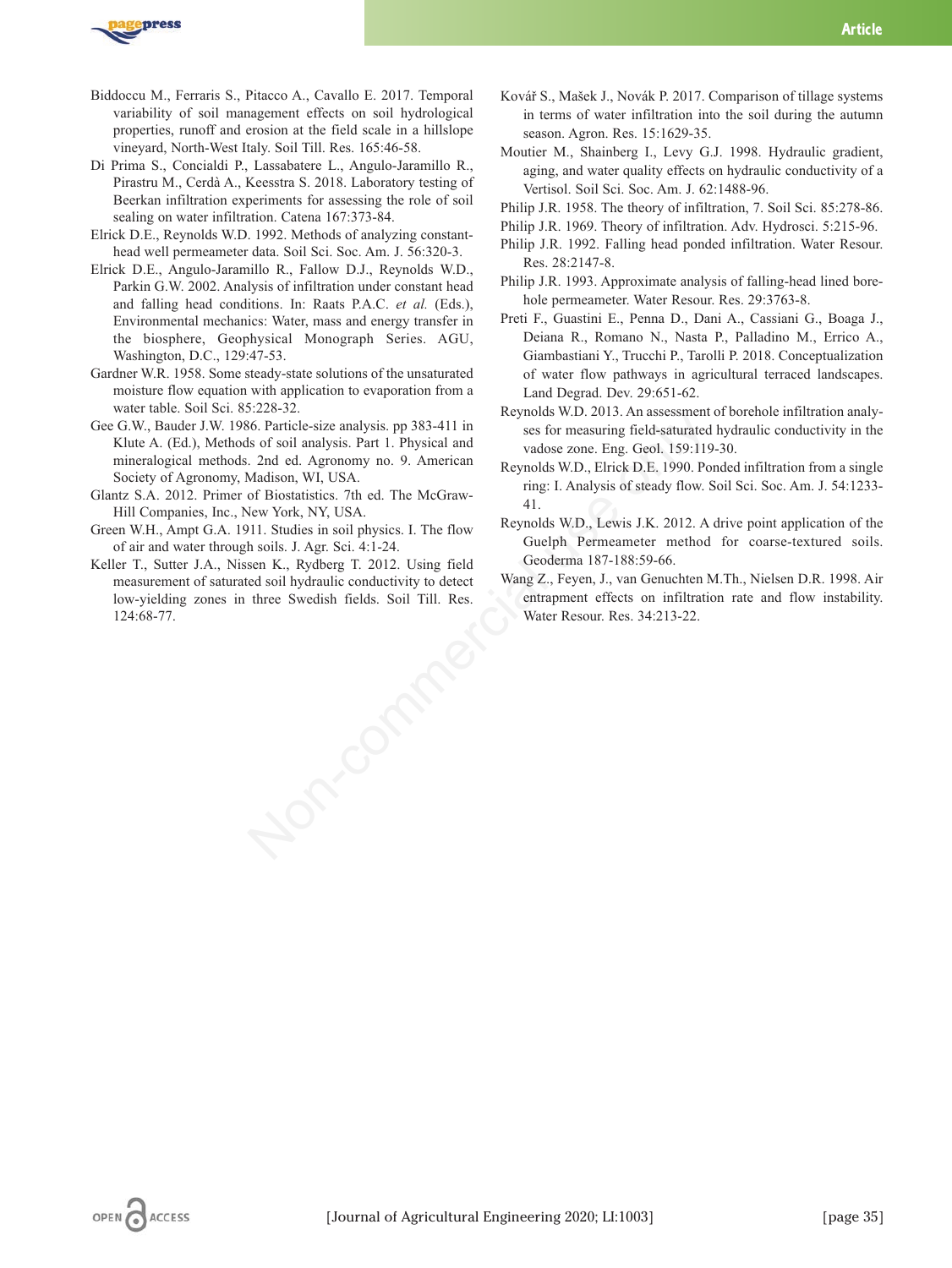Biddoccu M., Ferraris S., Pitacco A., Cavallo E. 2017. Temporal variability of soil management effects on soil hydrological properties, runoff and erosion at the field scale in a hillslope vineyard, North-West Italy. Soil Till. Res. 165:46-58.

Di Prima S., Concialdi P., Lassabatere L., Angulo-Jaramillo R., Pirastru M., Cerdà A., Keesstra S. 2018. Laboratory testing of Beerkan infiltration experiments for assessing the role of soil sealing on water infiltration. Catena 167:373-84.

Elrick D.E., Reynolds W.D. 1992. Methods of analyzing constant-head well permeameter data. Soil Sci. Soc. Am. J. 56:320-3.

Elrick D.E., Angulo-Jaramillo R., Fallow D.J., Reynolds W.D., Parkin G.W. 2002. Analysis of infiltration under constant head and falling head conditions. In: Raats P.A.C. *et al.* (Eds.), Environmental mechanics: Water, mass and energy transfer in the biosphere, Geophysical Monograph Series. AGU, Washington, D.C., 129:47-53.

Gardner W.R. 1958. Some steady-state solutions of the unsaturated moisture flow equation with application to evaporation from a water table. Soil Sci. 85:228-32.

Gee G.W., Bauder J.W. 1986. Particle-size analysis. pp 383-411 in Klute A. (Ed.), Methods of soil analysis. Part 1. Physical and mineralogical methods. 2nd ed. Agronomy no. 9. American Society of Agronomy, Madison, WI, USA.

Glantz S.A. 2012. Primer of Biostatistics. 7th ed. The McGraw-Hill Companies, Inc., New York, NY, USA.

Green W.H., Ampt G.A. 1911. Studies in soil physics. I. The flow of air and water through soils. J. Agr. Sci. 4:1-24.

Keller T., Sutter J.A., Nissen K., Rydberg T. 2012. Using field measurement of saturated soil hydraulic conductivity to detect low-yielding zones in three Swedish fields. Soil Till. Res. 124:68-77.

Kovář S., Mašek J., Novák P. 2017. Comparison of tillage systems in terms of water infiltration into the soil during the autumn season. Agron. Res. 15:1629-35.

Moutier M., Shainberg I., Levy G.J. 1998. Hydraulic gradient, aging, and water quality effects on hydraulic conductivity of a Vertisol. Soil Sci. Soc. Am. J. 62:1488-96.

Philip J.R. 1958. The theory of infiltration, 7. Soil Sci. 85:278-86.

Philip J.R. 1969. Theory of infiltration. Adv. Hydrosci. 5:215-96.

Philip J.R. 1992. Falling head ponded infiltration. Water Resour. Res. 28:2147-8.

Philip J.R. 1993. Approximate analysis of falling-head lined borehole permeameter. Water Resour. Res. 29:3763-8.

Preti F., Guastini E., Penna D., Dani A., Cassiani G., Boaga J., Deiana R., Romano N., Nasta P., Palladino M., Errico A., Giambastiani Y., Trucchi P., Tarolli P. 2018. Conceptualization of water flow pathways in agricultural terraced landscapes. Land Degrad. Dev. 29:651-62.

Reynolds W.D. 2013. An assessment of borehole infiltration analyses for measuring field-saturated hydraulic conductivity in the vadose zone. Eng. Geol. 159:119-30.

Reynolds W.D., Elrick D.E. 1990. Ponded infiltration from a single ring: I. Analysis of steady flow. Soil Sci. Soc. Am. J. 54:1233-41.

Reynolds W.D., Lewis J.K. 2012. A drive point application of the Guelph Permeameter method for coarse-textured soils. Geoderma 187-188:59-66.

Wang Z., Feyen, J., van Genuchten M.Th., Nielsen D.R. 1998. Air entrapment effects on infiltration rate and flow instability. Water Resour. Res. 34:213-22.